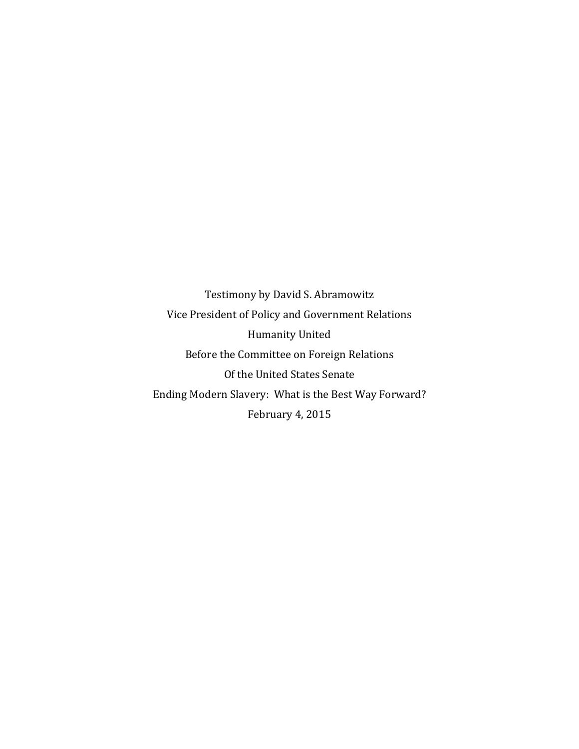Testimony by David S. Abramowitz

Vice President of Policy and Government Relations

Humanity United

Before the Committee on Foreign Relations

Of the United States Senate

Ending Modern Slavery: What is the Best Way Forward?

February 4, 2015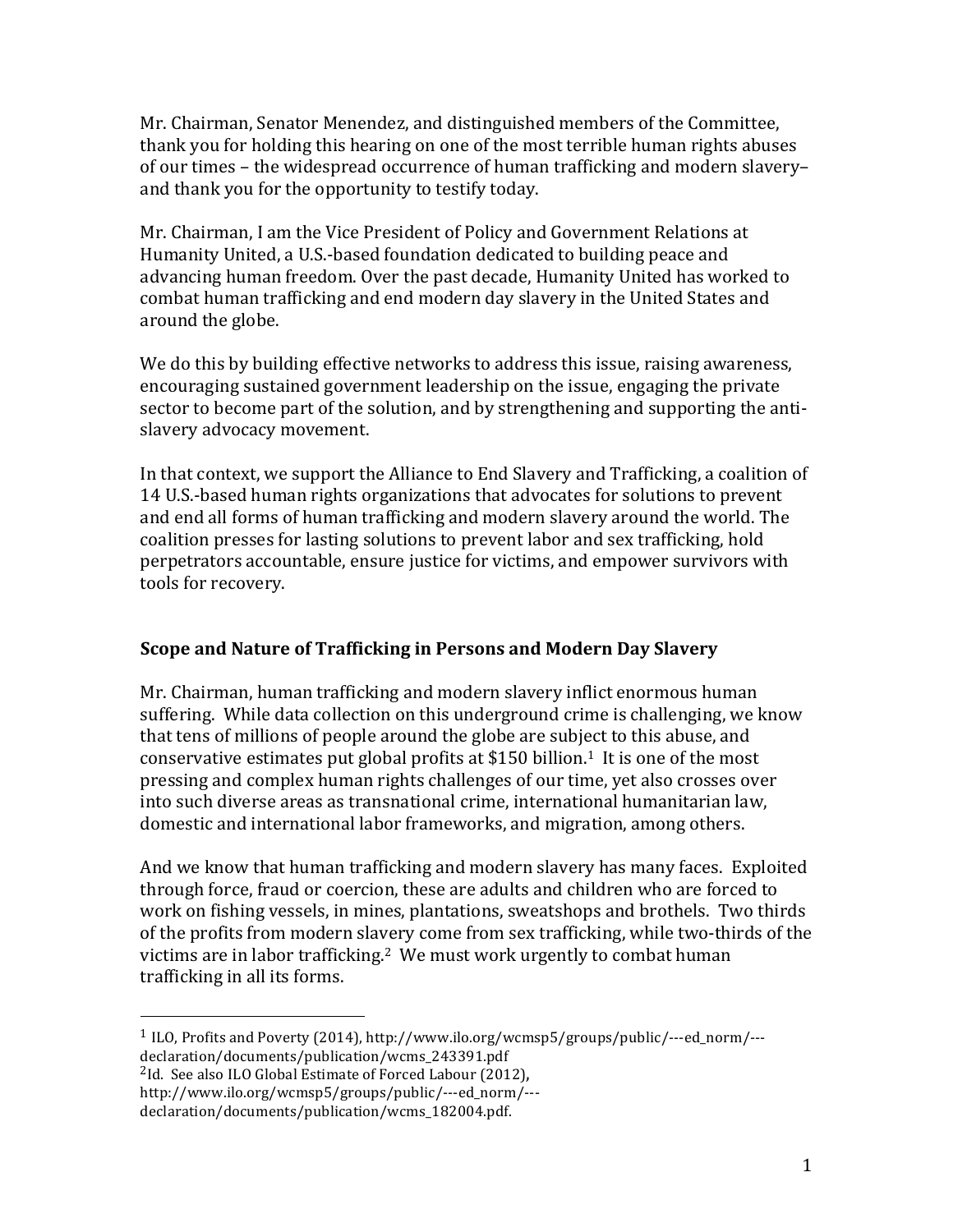Mr. Chairman, Senator Menendez, and distinguished members of the Committee, thank you for holding this hearing on one of the most terrible human rights abuses of our times – the widespread occurrence of human trafficking and modern slavery– and thank you for the opportunity to testify today.

Mr. Chairman, I am the Vice President of Policy and Government Relations at Humanity United, a U.S.-based foundation dedicated to building peace and advancing human freedom. Over the past decade, Humanity United has worked to combat human trafficking and end modern day slavery in the United States and around the globe.

We do this by building effective networks to address this issue, raising awareness, encouraging sustained government leadership on the issue, engaging the private sector to become part of the solution, and by strengthening and supporting the anti-slavery advocacy movement.

In that context, we support the Alliance to End Slavery and Trafficking, a coalition of 14 U.S.-based human rights organizations that advocates for solutions to prevent and end all forms of human trafficking and modern slavery around the world. The coalition presses for lasting solutions to prevent labor and sex trafficking, hold perpetrators accountable, ensure justice for victims, and empower survivors with tools for recovery.

## Scope and Nature of Trafficking in Persons and Modern Day Slavery

Mr. Chairman, human trafficking and modern slavery inflict enormous human suffering. While data collection on this underground crime is challenging, we know that tens of millions of people around the globe are subject to this abuse, and conservative estimates put global profits at $150 billion.[1] It is one of the most pressing and complex human rights challenges of our time, yet also crosses over into such diverse areas as transnational crime, international humanitarian law, domestic and international labor frameworks, and migration, among others.

And we know that human trafficking and modern slavery has many faces. Exploited through force, fraud or coercion, these are adults and children who are forced to work on fishing vessels, in mines, plantations, sweatshops and brothels. Two thirds of the profits from modern slavery come from sex trafficking, while two-thirds of the victims are in labor trafficking.[2] We must work urgently to combat human trafficking in all its forms.

---

[1] ILO, Profits and Poverty (2014), http://www.ilo.org/wcmsp5/groups/public/---ed_norm/---declaration/documents/publication/wcms_243391.pdf

[2] Id. See also ILO Global Estimate of Forced Labour (2012), http://www.ilo.org/wcmsp5/groups/public/---ed_norm/---declaration/documents/publication/wcms_182004.pdf.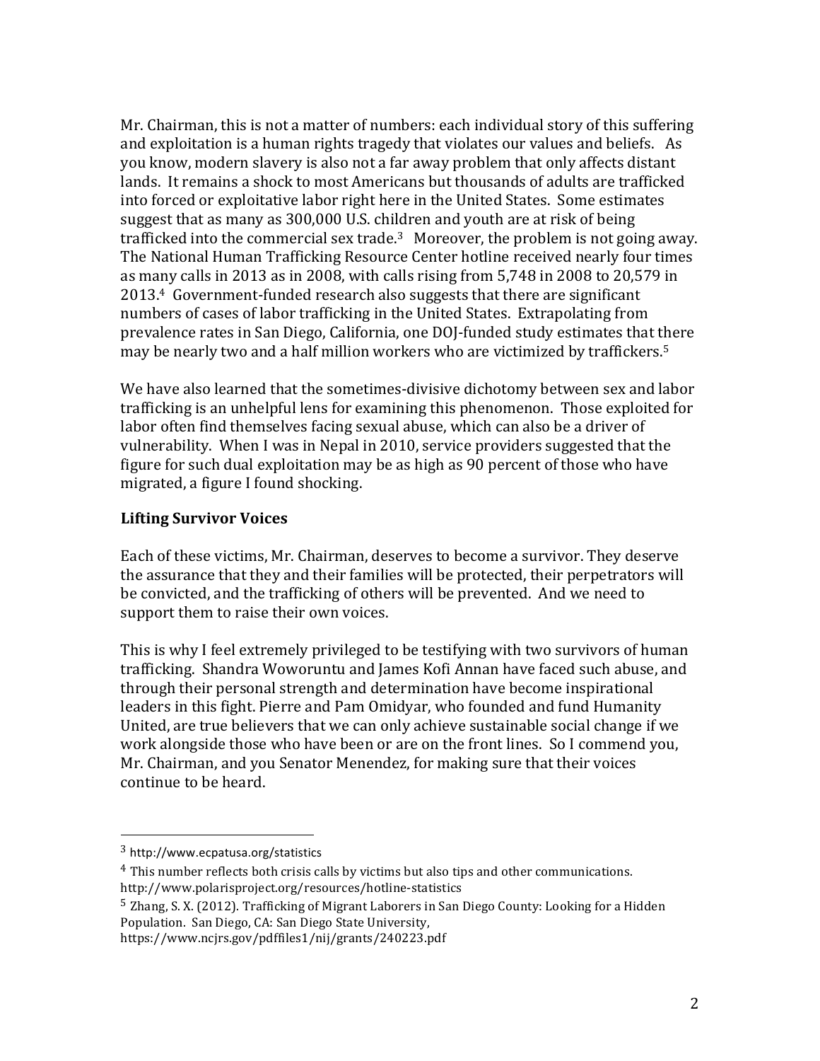Mr. Chairman, this is not a matter of numbers: each individual story of this suffering and exploitation is a human rights tragedy that violates our values and beliefs. As you know, modern slavery is also not a far away problem that only affects distant lands. It remains a shock to most Americans but thousands of adults are trafficked into forced or exploitative labor right here in the United States. Some estimates suggest that as many as 300,000 U.S. children and youth are at risk of being trafficked into the commercial sex trade.[3] Moreover, the problem is not going away. The National Human Trafficking Resource Center hotline received nearly four times as many calls in 2013 as in 2008, with calls rising from 5,748 in 2008 to 20,579 in 2013.[4] Government-funded research also suggests that there are significant numbers of cases of labor trafficking in the United States. Extrapolating from prevalence rates in San Diego, California, one DOJ-funded study estimates that there may be nearly two and a half million workers who are victimized by traffickers.[5]

We have also learned that the sometimes-divisive dichotomy between sex and labor trafficking is an unhelpful lens for examining this phenomenon. Those exploited for labor often find themselves facing sexual abuse, which can also be a driver of vulnerability. When I was in Nepal in 2010, service providers suggested that the figure for such dual exploitation may be as high as 90 percent of those who have migrated, a figure I found shocking.

**Lifting Survivor Voices**

Each of these victims, Mr. Chairman, deserves to become a survivor. They deserve the assurance that they and their families will be protected, their perpetrators will be convicted, and the trafficking of others will be prevented. And we need to support them to raise their own voices.

This is why I feel extremely privileged to be testifying with two survivors of human trafficking. Shandra Woworuntu and James Kofi Annan have faced such abuse, and through their personal strength and determination have become inspirational leaders in this fight. Pierre and Pam Omidyar, who founded and fund Humanity United, are true believers that we can only achieve sustainable social change if we work alongside those who have been or are on the front lines. So I commend you, Mr. Chairman, and you Senator Menendez, for making sure that their voices continue to be heard.

---

[3] http://www.ecpatusa.org/statistics

[4] This number reflects both crisis calls by victims but also tips and other communications. http://www.polarisproject.org/resources/hotline-statistics

[5] Zhang, S. X. (2012). Trafficking of Migrant Laborers in San Diego County: Looking for a Hidden Population. San Diego, CA: San Diego State University, https://www.ncjrs.gov/pdffiles1/nij/grants/240223.pdf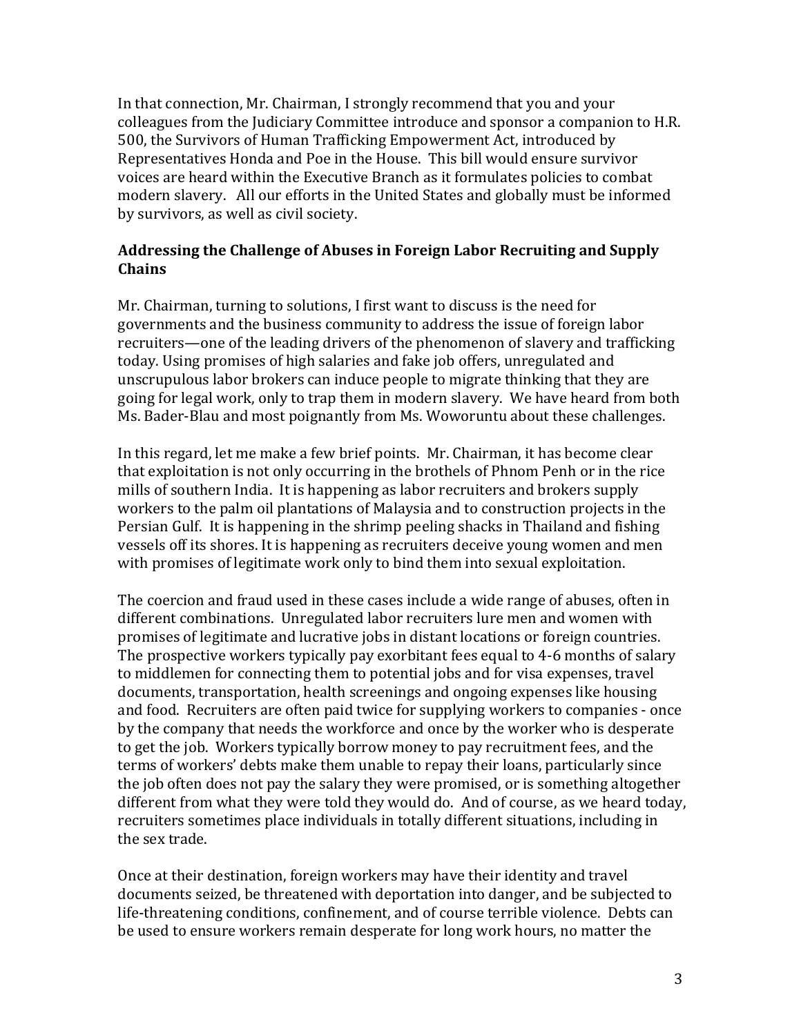In that connection, Mr. Chairman, I strongly recommend that you and your colleagues from the Judiciary Committee introduce and sponsor a companion to H.R. 500, the Survivors of Human Trafficking Empowerment Act, introduced by Representatives Honda and Poe in the House. This bill would ensure survivor voices are heard within the Executive Branch as it formulates policies to combat modern slavery. All our efforts in the United States and globally must be informed by survivors, as well as civil society.

**Addressing the Challenge of Abuses in Foreign Labor Recruiting and Supply Chains**

Mr. Chairman, turning to solutions, I first want to discuss is the need for governments and the business community to address the issue of foreign labor recruiters—one of the leading drivers of the phenomenon of slavery and trafficking today. Using promises of high salaries and fake job offers, unregulated and unscrupulous labor brokers can induce people to migrate thinking that they are going for legal work, only to trap them in modern slavery. We have heard from both Ms. Bader-Blau and most poignantly from Ms. Woworuntu about these challenges.

In this regard, let me make a few brief points. Mr. Chairman, it has become clear that exploitation is not only occurring in the brothels of Phnom Penh or in the rice mills of southern India. It is happening as labor recruiters and brokers supply workers to the palm oil plantations of Malaysia and to construction projects in the Persian Gulf. It is happening in the shrimp peeling shacks in Thailand and fishing vessels off its shores. It is happening as recruiters deceive young women and men with promises of legitimate work only to bind them into sexual exploitation.

The coercion and fraud used in these cases include a wide range of abuses, often in different combinations. Unregulated labor recruiters lure men and women with promises of legitimate and lucrative jobs in distant locations or foreign countries. The prospective workers typically pay exorbitant fees equal to 4-6 months of salary to middlemen for connecting them to potential jobs and for visa expenses, travel documents, transportation, health screenings and ongoing expenses like housing and food. Recruiters are often paid twice for supplying workers to companies - once by the company that needs the workforce and once by the worker who is desperate to get the job. Workers typically borrow money to pay recruitment fees, and the terms of workers' debts make them unable to repay their loans, particularly since the job often does not pay the salary they were promised, or is something altogether different from what they were told they would do. And of course, as we heard today, recruiters sometimes place individuals in totally different situations, including in the sex trade.

Once at their destination, foreign workers may have their identity and travel documents seized, be threatened with deportation into danger, and be subjected to life-threatening conditions, confinement, and of course terrible violence. Debts can be used to ensure workers remain desperate for long work hours, no matter the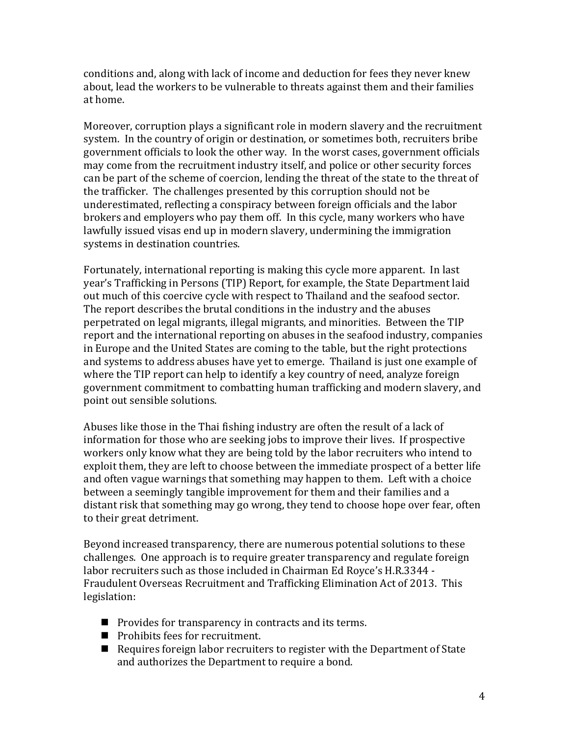conditions and, along with lack of income and deduction for fees they never knew about, lead the workers to be vulnerable to threats against them and their families at home.

Moreover, corruption plays a significant role in modern slavery and the recruitment system. In the country of origin or destination, or sometimes both, recruiters bribe government officials to look the other way. In the worst cases, government officials may come from the recruitment industry itself, and police or other security forces can be part of the scheme of coercion, lending the threat of the state to the threat of the trafficker. The challenges presented by this corruption should not be underestimated, reflecting a conspiracy between foreign officials and the labor brokers and employers who pay them off. In this cycle, many workers who have lawfully issued visas end up in modern slavery, undermining the immigration systems in destination countries.

Fortunately, international reporting is making this cycle more apparent. In last year's Trafficking in Persons (TIP) Report, for example, the State Department laid out much of this coercive cycle with respect to Thailand and the seafood sector. The report describes the brutal conditions in the industry and the abuses perpetrated on legal migrants, illegal migrants, and minorities. Between the TIP report and the international reporting on abuses in the seafood industry, companies in Europe and the United States are coming to the table, but the right protections and systems to address abuses have yet to emerge. Thailand is just one example of where the TIP report can help to identify a key country of need, analyze foreign government commitment to combatting human trafficking and modern slavery, and point out sensible solutions.

Abuses like those in the Thai fishing industry are often the result of a lack of information for those who are seeking jobs to improve their lives. If prospective workers only know what they are being told by the labor recruiters who intend to exploit them, they are left to choose between the immediate prospect of a better life and often vague warnings that something may happen to them. Left with a choice between a seemingly tangible improvement for them and their families and a distant risk that something may go wrong, they tend to choose hope over fear, often to their great detriment.

Beyond increased transparency, there are numerous potential solutions to these challenges. One approach is to require greater transparency and regulate foreign labor recruiters such as those included in Chairman Ed Royce's H.R.3344 - Fraudulent Overseas Recruitment and Trafficking Elimination Act of 2013. This legislation:

- Provides for transparency in contracts and its terms.
- Prohibits fees for recruitment.
- Requires foreign labor recruiters to register with the Department of State and authorizes the Department to require a bond.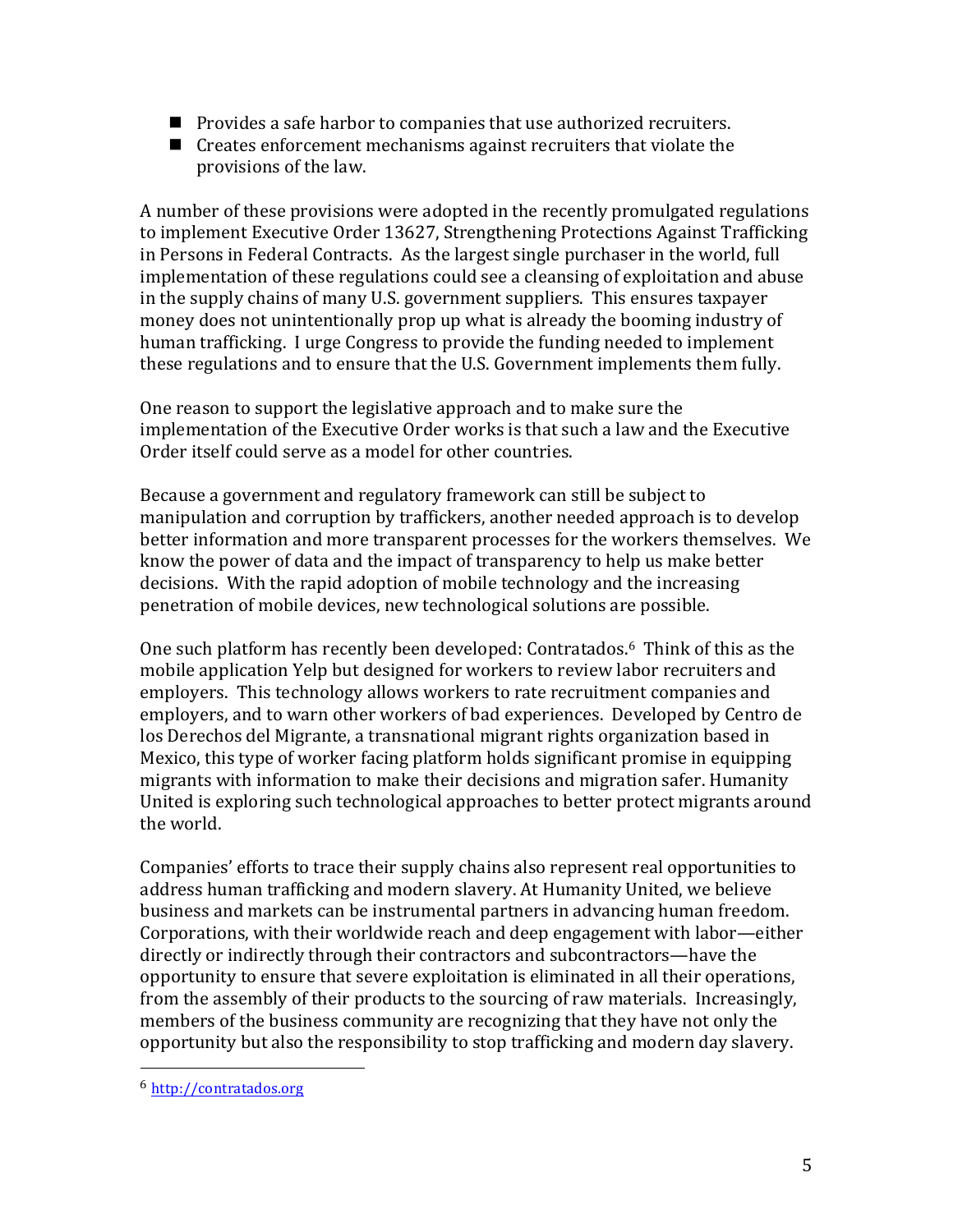- Provides a safe harbor to companies that use authorized recruiters.
- Creates enforcement mechanisms against recruiters that violate the provisions of the law.

A number of these provisions were adopted in the recently promulgated regulations to implement Executive Order 13627, Strengthening Protections Against Trafficking in Persons in Federal Contracts. As the largest single purchaser in the world, full implementation of these regulations could see a cleansing of exploitation and abuse in the supply chains of many U.S. government suppliers. This ensures taxpayer money does not unintentionally prop up what is already the booming industry of human trafficking. I urge Congress to provide the funding needed to implement these regulations and to ensure that the U.S. Government implements them fully.

One reason to support the legislative approach and to make sure the implementation of the Executive Order works is that such a law and the Executive Order itself could serve as a model for other countries.

Because a government and regulatory framework can still be subject to manipulation and corruption by traffickers, another needed approach is to develop better information and more transparent processes for the workers themselves. We know the power of data and the impact of transparency to help us make better decisions. With the rapid adoption of mobile technology and the increasing penetration of mobile devices, new technological solutions are possible.

One such platform has recently been developed: Contratados.[6] Think of this as the mobile application Yelp but designed for workers to review labor recruiters and employers. This technology allows workers to rate recruitment companies and employers, and to warn other workers of bad experiences. Developed by Centro de los Derechos del Migrante, a transnational migrant rights organization based in Mexico, this type of worker facing platform holds significant promise in equipping migrants with information to make their decisions and migration safer. Humanity United is exploring such technological approaches to better protect migrants around the world.

Companies' efforts to trace their supply chains also represent real opportunities to address human trafficking and modern slavery. At Humanity United, we believe business and markets can be instrumental partners in advancing human freedom. Corporations, with their worldwide reach and deep engagement with labor—either directly or indirectly through their contractors and subcontractors—have the opportunity to ensure that severe exploitation is eliminated in all their operations, from the assembly of their products to the sourcing of raw materials. Increasingly, members of the business community are recognizing that they have not only the opportunity but also the responsibility to stop trafficking and modern day slavery.

---

[6] http://contratados.org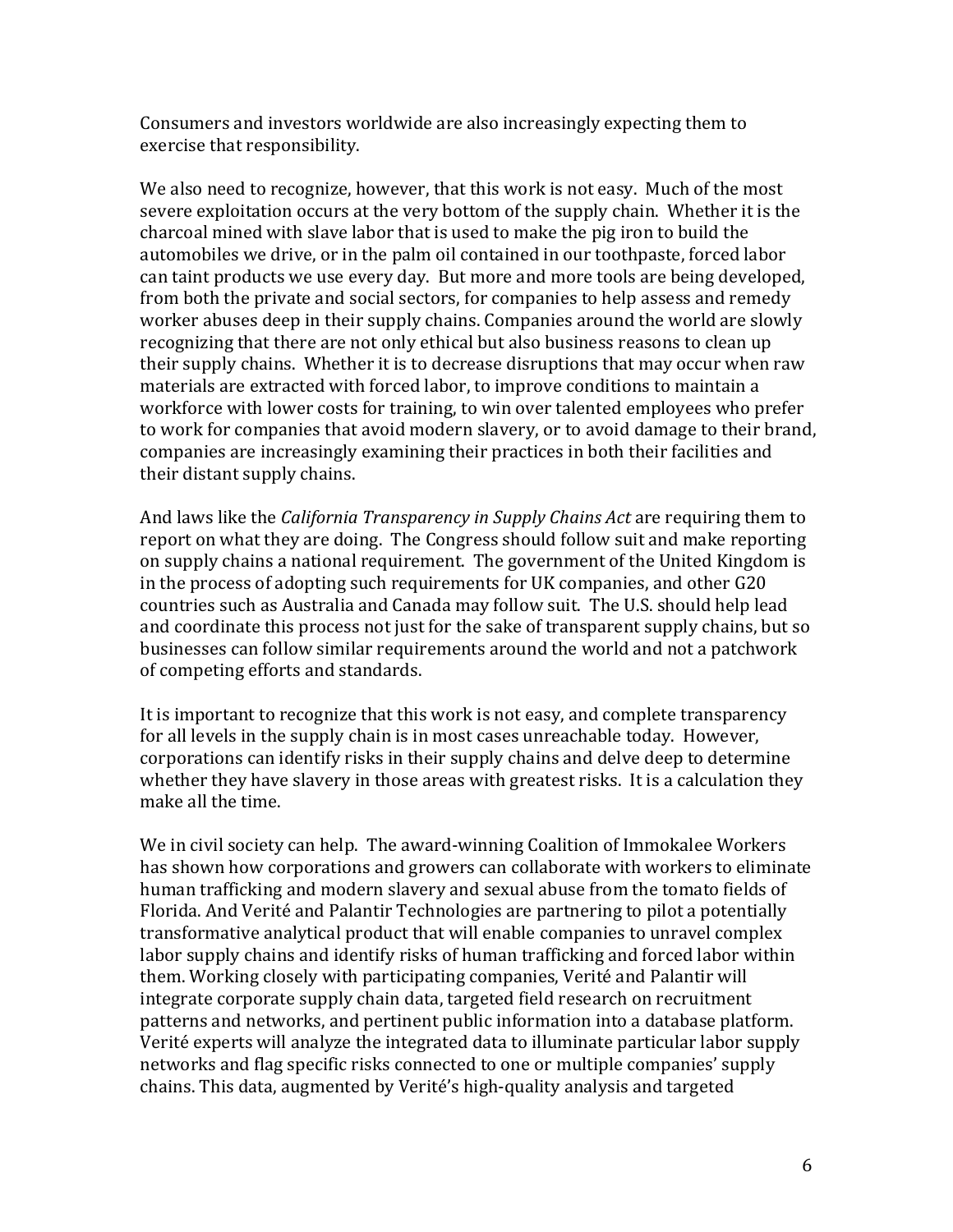Consumers and investors worldwide are also increasingly expecting them to exercise that responsibility.

We also need to recognize, however, that this work is not easy. Much of the most severe exploitation occurs at the very bottom of the supply chain. Whether it is the charcoal mined with slave labor that is used to make the pig iron to build the automobiles we drive, or in the palm oil contained in our toothpaste, forced labor can taint products we use every day. But more and more tools are being developed, from both the private and social sectors, for companies to help assess and remedy worker abuses deep in their supply chains. Companies around the world are slowly recognizing that there are not only ethical but also business reasons to clean up their supply chains. Whether it is to decrease disruptions that may occur when raw materials are extracted with forced labor, to improve conditions to maintain a workforce with lower costs for training, to win over talented employees who prefer to work for companies that avoid modern slavery, or to avoid damage to their brand, companies are increasingly examining their practices in both their facilities and their distant supply chains.

And laws like the *California Transparency in Supply Chains Act* are requiring them to report on what they are doing. The Congress should follow suit and make reporting on supply chains a national requirement. The government of the United Kingdom is in the process of adopting such requirements for UK companies, and other G20 countries such as Australia and Canada may follow suit. The U.S. should help lead and coordinate this process not just for the sake of transparent supply chains, but so businesses can follow similar requirements around the world and not a patchwork of competing efforts and standards.

It is important to recognize that this work is not easy, and complete transparency for all levels in the supply chain is in most cases unreachable today. However, corporations can identify risks in their supply chains and delve deep to determine whether they have slavery in those areas with greatest risks. It is a calculation they make all the time.

We in civil society can help. The award-winning Coalition of Immokalee Workers has shown how corporations and growers can collaborate with workers to eliminate human trafficking and modern slavery and sexual abuse from the tomato fields of Florida. And Verité and Palantir Technologies are partnering to pilot a potentially transformative analytical product that will enable companies to unravel complex labor supply chains and identify risks of human trafficking and forced labor within them. Working closely with participating companies, Verité and Palantir will integrate corporate supply chain data, targeted field research on recruitment patterns and networks, and pertinent public information into a database platform. Verité experts will analyze the integrated data to illuminate particular labor supply networks and flag specific risks connected to one or multiple companies' supply chains. This data, augmented by Verité's high-quality analysis and targeted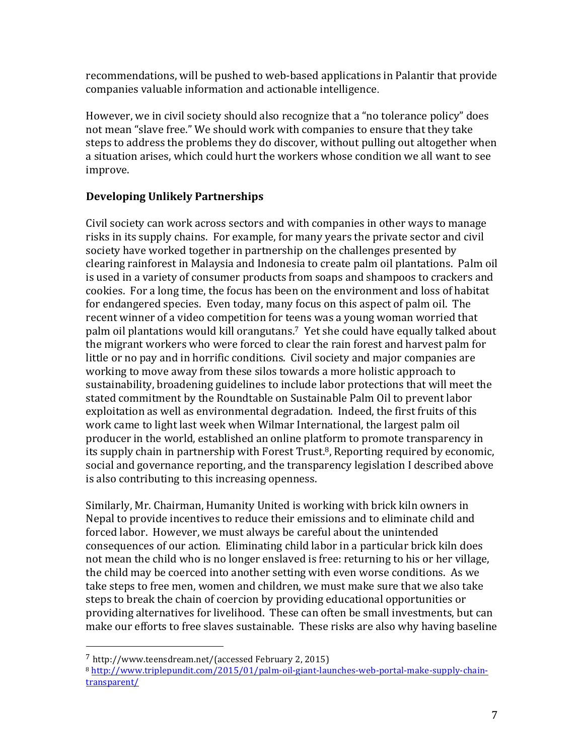recommendations, will be pushed to web-based applications in Palantir that provide companies valuable information and actionable intelligence.

However, we in civil society should also recognize that a "no tolerance policy" does not mean "slave free." We should work with companies to ensure that they take steps to address the problems they do discover, without pulling out altogether when a situation arises, which could hurt the workers whose condition we all want to see improve.

**Developing Unlikely Partnerships**

Civil society can work across sectors and with companies in other ways to manage risks in its supply chains. For example, for many years the private sector and civil society have worked together in partnership on the challenges presented by clearing rainforest in Malaysia and Indonesia to create palm oil plantations. Palm oil is used in a variety of consumer products from soaps and shampoos to crackers and cookies. For a long time, the focus has been on the environment and loss of habitat for endangered species. Even today, many focus on this aspect of palm oil. The recent winner of a video competition for teens was a young woman worried that palm oil plantations would kill orangutans.[7] Yet she could have equally talked about the migrant workers who were forced to clear the rain forest and harvest palm for little or no pay and in horrific conditions. Civil society and major companies are working to move away from these silos towards a more holistic approach to sustainability, broadening guidelines to include labor protections that will meet the stated commitment by the Roundtable on Sustainable Palm Oil to prevent labor exploitation as well as environmental degradation. Indeed, the first fruits of this work came to light last week when Wilmar International, the largest palm oil producer in the world, established an online platform to promote transparency in its supply chain in partnership with Forest Trust.[8], Reporting required by economic, social and governance reporting, and the transparency legislation I described above is also contributing to this increasing openness.

Similarly, Mr. Chairman, Humanity United is working with brick kiln owners in Nepal to provide incentives to reduce their emissions and to eliminate child and forced labor. However, we must always be careful about the unintended consequences of our action. Eliminating child labor in a particular brick kiln does not mean the child who is no longer enslaved is free: returning to his or her village, the child may be coerced into another setting with even worse conditions. As we take steps to free men, women and children, we must make sure that we also take steps to break the chain of coercion by providing educational opportunities or providing alternatives for livelihood. These can often be small investments, but can make our efforts to free slaves sustainable. These risks are also why having baseline

---

[7] http://www.teensdream.net/(accessed February 2, 2015)

[8] http://www.triplepundit.com/2015/01/palm-oil-giant-launches-web-portal-make-supply-chain-transparent/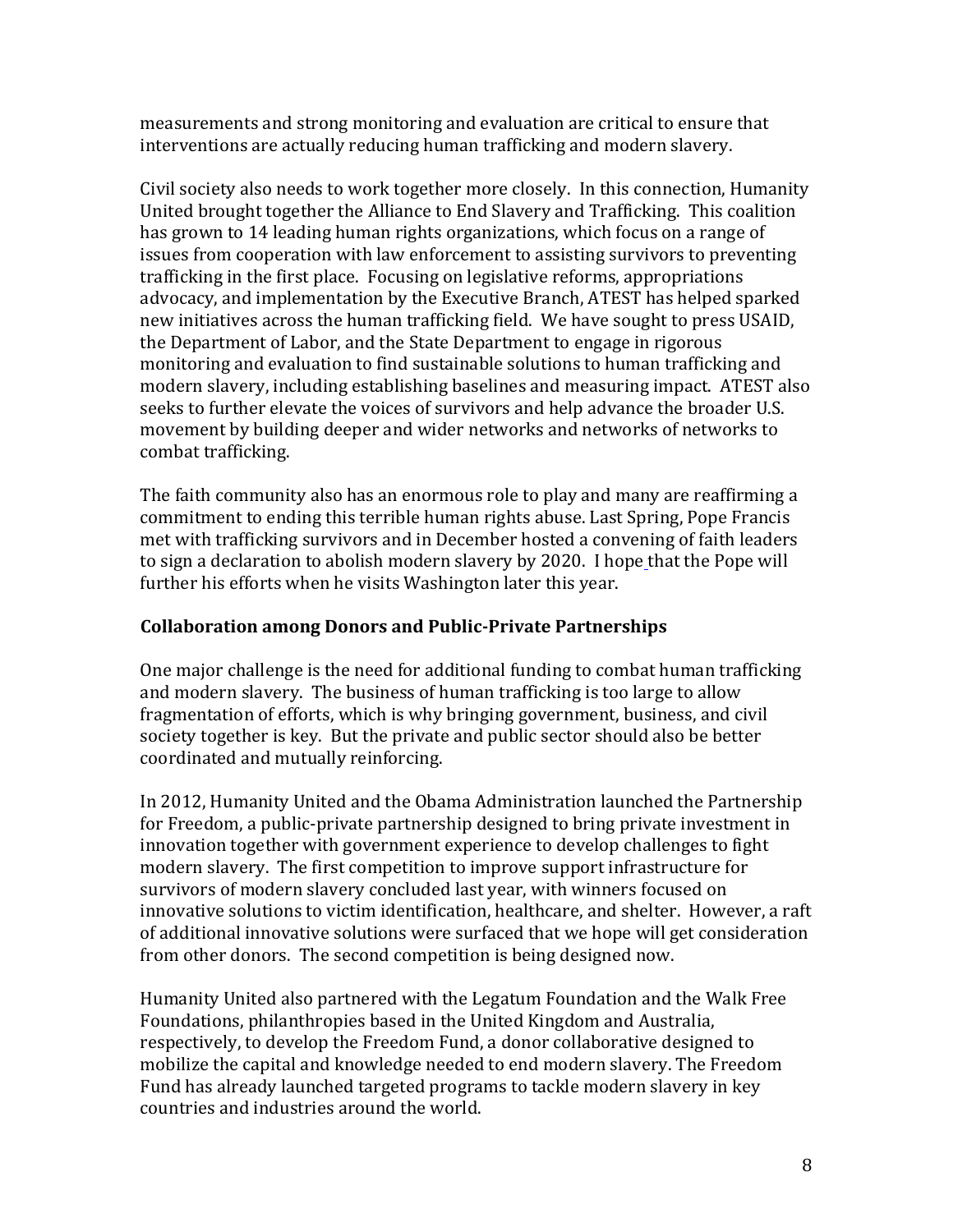measurements and strong monitoring and evaluation are critical to ensure that interventions are actually reducing human trafficking and modern slavery.

Civil society also needs to work together more closely. In this connection, Humanity United brought together the Alliance to End Slavery and Trafficking. This coalition has grown to 14 leading human rights organizations, which focus on a range of issues from cooperation with law enforcement to assisting survivors to preventing trafficking in the first place. Focusing on legislative reforms, appropriations advocacy, and implementation by the Executive Branch, ATEST has helped sparked new initiatives across the human trafficking field. We have sought to press USAID, the Department of Labor, and the State Department to engage in rigorous monitoring and evaluation to find sustainable solutions to human trafficking and modern slavery, including establishing baselines and measuring impact. ATEST also seeks to further elevate the voices of survivors and help advance the broader U.S. movement by building deeper and wider networks and networks of networks to combat trafficking.

The faith community also has an enormous role to play and many are reaffirming a commitment to ending this terrible human rights abuse. Last Spring, Pope Francis met with trafficking survivors and in December hosted a convening of faith leaders to sign a declaration to abolish modern slavery by 2020. I hope that the Pope will further his efforts when he visits Washington later this year.

### Collaboration among Donors and Public-Private Partnerships

One major challenge is the need for additional funding to combat human trafficking and modern slavery. The business of human trafficking is too large to allow fragmentation of efforts, which is why bringing government, business, and civil society together is key. But the private and public sector should also be better coordinated and mutually reinforcing.

In 2012, Humanity United and the Obama Administration launched the Partnership for Freedom, a public-private partnership designed to bring private investment in innovation together with government experience to develop challenges to fight modern slavery. The first competition to improve support infrastructure for survivors of modern slavery concluded last year, with winners focused on innovative solutions to victim identification, healthcare, and shelter. However, a raft of additional innovative solutions were surfaced that we hope will get consideration from other donors. The second competition is being designed now.

Humanity United also partnered with the Legatum Foundation and the Walk Free Foundations, philanthropies based in the United Kingdom and Australia, respectively, to develop the Freedom Fund, a donor collaborative designed to mobilize the capital and knowledge needed to end modern slavery. The Freedom Fund has already launched targeted programs to tackle modern slavery in key countries and industries around the world.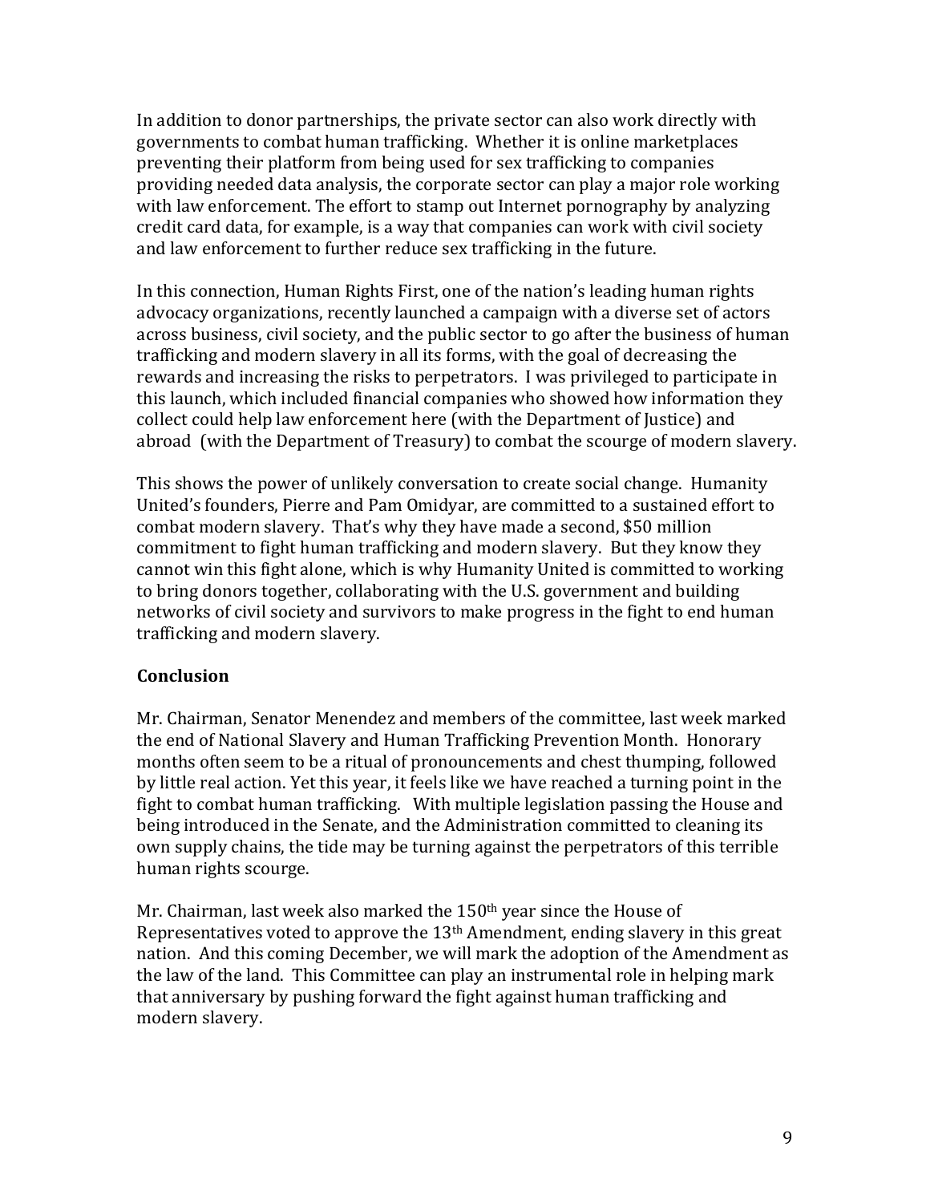In addition to donor partnerships, the private sector can also work directly with governments to combat human trafficking. Whether it is online marketplaces preventing their platform from being used for sex trafficking to companies providing needed data analysis, the corporate sector can play a major role working with law enforcement. The effort to stamp out Internet pornography by analyzing credit card data, for example, is a way that companies can work with civil society and law enforcement to further reduce sex trafficking in the future.

In this connection, Human Rights First, one of the nation's leading human rights advocacy organizations, recently launched a campaign with a diverse set of actors across business, civil society, and the public sector to go after the business of human trafficking and modern slavery in all its forms, with the goal of decreasing the rewards and increasing the risks to perpetrators. I was privileged to participate in this launch, which included financial companies who showed how information they collect could help law enforcement here (with the Department of Justice) and abroad (with the Department of Treasury) to combat the scourge of modern slavery.

This shows the power of unlikely conversation to create social change. Humanity United's founders, Pierre and Pam Omidyar, are committed to a sustained effort to combat modern slavery. That's why they have made a second, $50 million commitment to fight human trafficking and modern slavery. But they know they cannot win this fight alone, which is why Humanity United is committed to working to bring donors together, collaborating with the U.S. government and building networks of civil society and survivors to make progress in the fight to end human trafficking and modern slavery.

**Conclusion**

Mr. Chairman, Senator Menendez and members of the committee, last week marked the end of National Slavery and Human Trafficking Prevention Month. Honorary months often seem to be a ritual of pronouncements and chest thumping, followed by little real action. Yet this year, it feels like we have reached a turning point in the fight to combat human trafficking. With multiple legislation passing the House and being introduced in the Senate, and the Administration committed to cleaning its own supply chains, the tide may be turning against the perpetrators of this terrible human rights scourge.

Mr. Chairman, last week also marked the 150th year since the House of Representatives voted to approve the 13th Amendment, ending slavery in this great nation. And this coming December, we will mark the adoption of the Amendment as the law of the land. This Committee can play an instrumental role in helping mark that anniversary by pushing forward the fight against human trafficking and modern slavery.